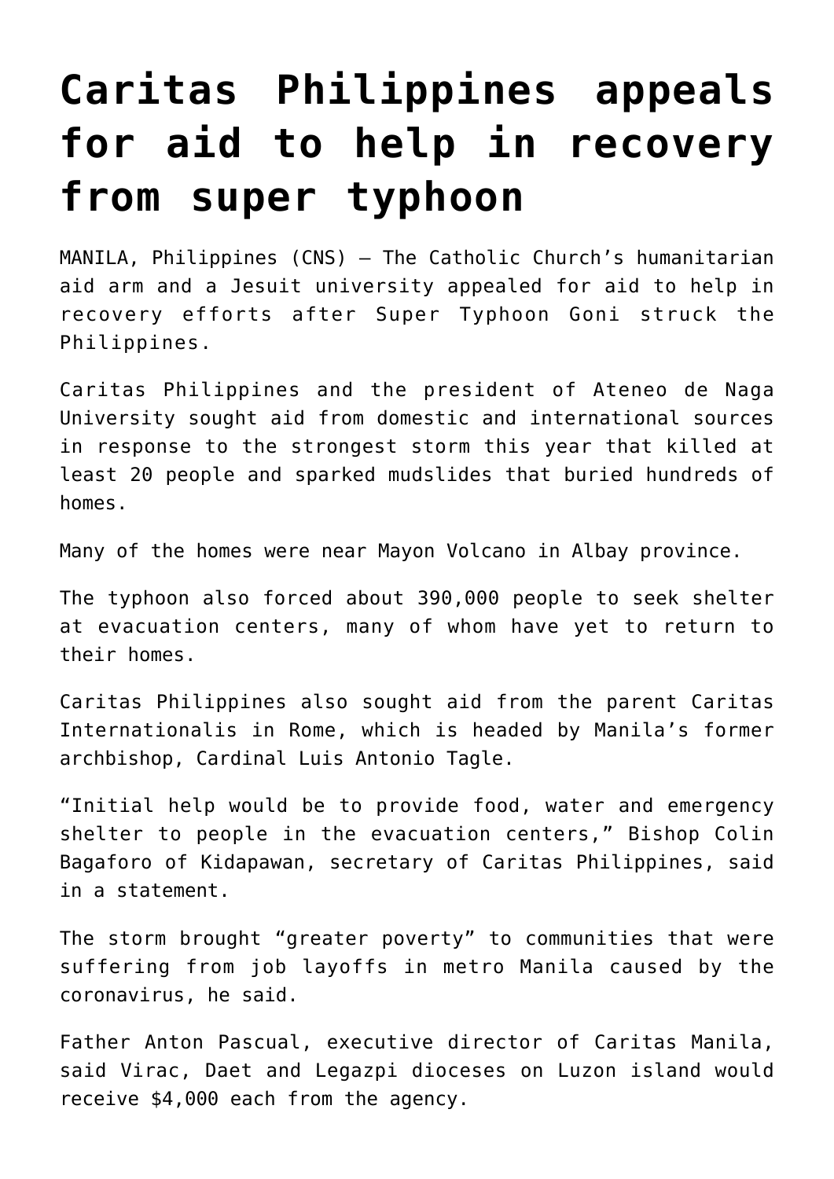# Caritas Philippines appeals for aid to help in recovery from super typhoon

MANILA, Philippines (CNS) — The Catholic Church's humanitarian aid arm and a Jesuit university appealed for aid to help in recovery efforts after Super Typhoon Goni struck the Philippines.

Caritas Philippines and the president of Ateneo de Naga University sought aid from domestic and international sources in response to the strongest storm this year that killed at least 20 people and sparked mudslides that buried hundreds of homes.

Many of the homes were near Mayon Volcano in Albay province.

The typhoon also forced about 390,000 people to seek shelter at evacuation centers, many of whom have yet to return to their homes.

Caritas Philippines also sought aid from the parent Caritas Internationalis in Rome, which is headed by Manila's former archbishop, Cardinal Luis Antonio Tagle.

"Initial help would be to provide food, water and emergency shelter to people in the evacuation centers," Bishop Colin Bagaforo of Kidapawan, secretary of Caritas Philippines, said in a statement.

The storm brought "greater poverty" to communities that were suffering from job layoffs in metro Manila caused by the coronavirus, he said.

Father Anton Pascual, executive director of Caritas Manila, said Virac, Daet and Legazpi dioceses on Luzon island would receive $4,000 each from the agency.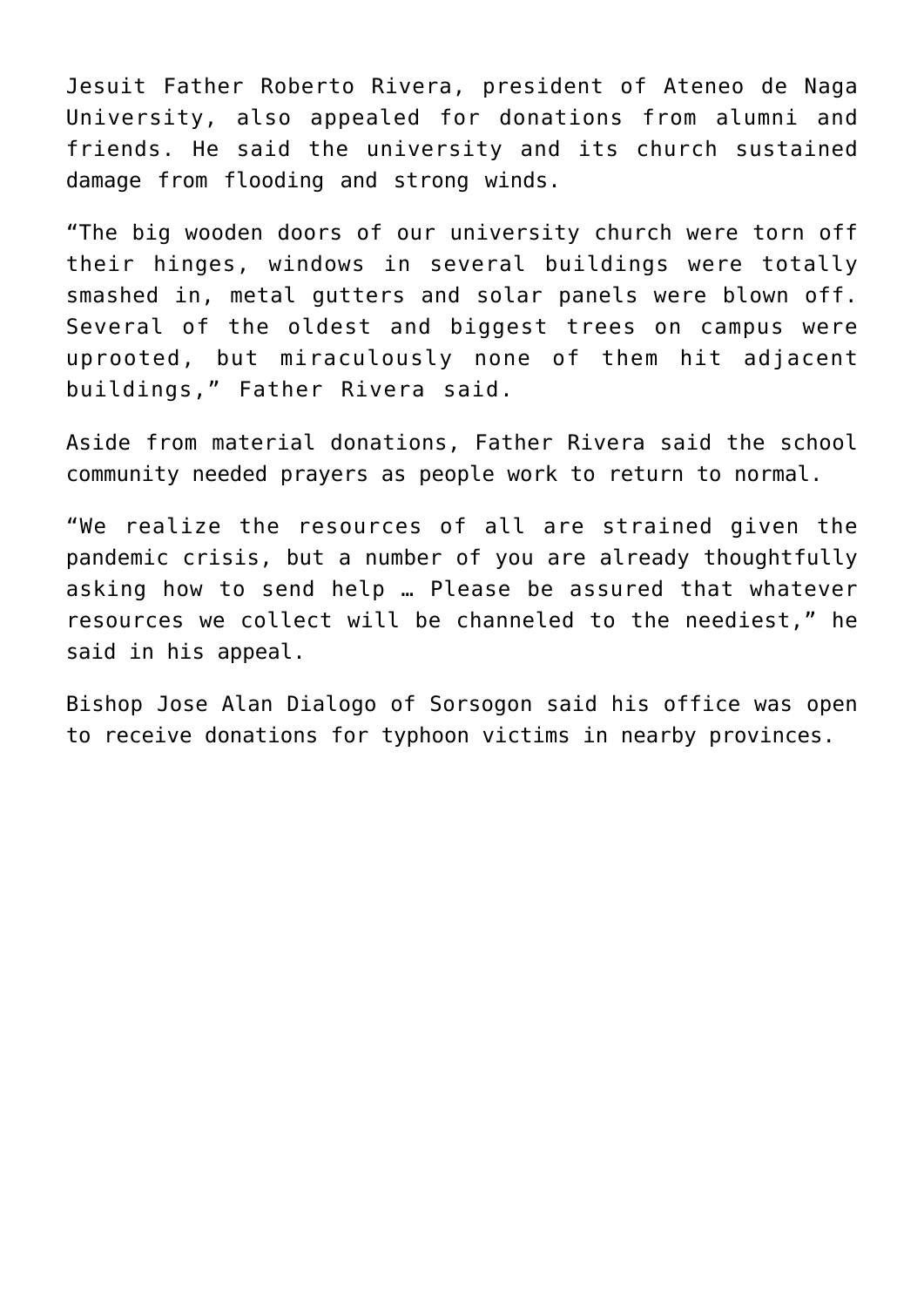Jesuit Father Roberto Rivera, president of Ateneo de Naga University, also appealed for donations from alumni and friends. He said the university and its church sustained damage from flooding and strong winds.

“The big wooden doors of our university church were torn off their hinges, windows in several buildings were totally smashed in, metal gutters and solar panels were blown off. Several of the oldest and biggest trees on campus were uprooted, but miraculously none of them hit adjacent buildings,” Father Rivera said.

Aside from material donations, Father Rivera said the school community needed prayers as people work to return to normal.

“We realize the resources of all are strained given the pandemic crisis, but a number of you are already thoughtfully asking how to send help … Please be assured that whatever resources we collect will be channeled to the neediest,” he said in his appeal.

Bishop Jose Alan Dialogo of Sorsogon said his office was open to receive donations for typhoon victims in nearby provinces.